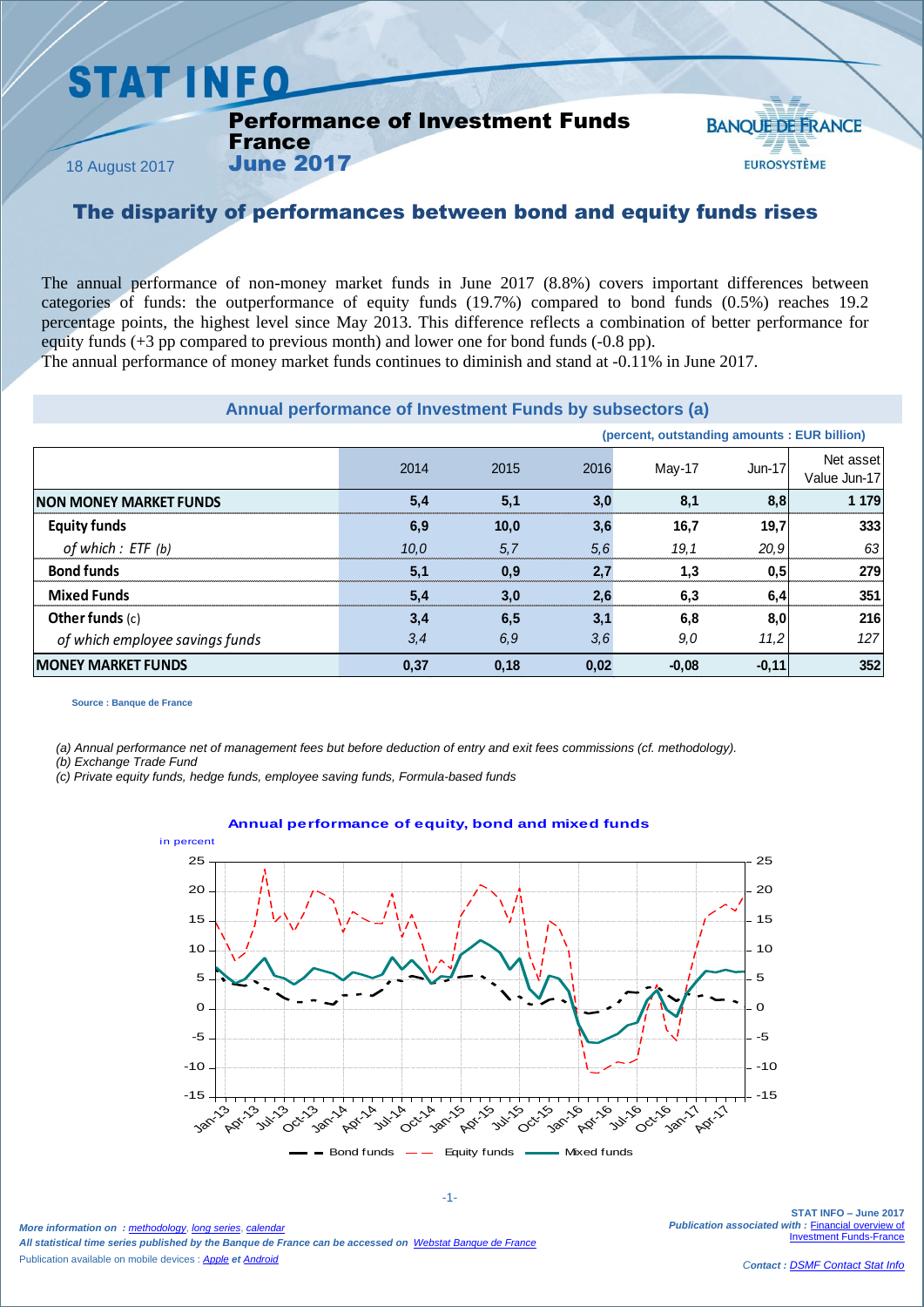# STAT INFO

## Performance of Investment Funds France June 2017

18 August 2017

BANQUE DE FRANCE EUROSYSTÈME

## The disparity of performances between bond and equity funds rises

The annual performance of non-money market funds in June 2017 (8.8%) covers important differences between categories of funds: the outperformance of equity funds (19.7%) compared to bond funds (0.5%) reaches 19.2 percentage points, the highest level since May 2013. This difference reflects a combination of better performance for equity funds (+3 pp compared to previous month) and lower one for bond funds (-0.8 pp).

The annual performance of money market funds continues to diminish and stand at -0.11% in June 2017.

### Annual performance of Investment Funds by subsectors (a)

(percent, outstanding amounts : EUR billion)

| | 2014 | 2015 | 2016 | May-17 | Jun-17 | Net asset Value Jun-17 |
|---|---|---|---|---|---|---|
| **NON MONEY MARKET FUNDS** | **5,4** | **5,1** | **3,0** | **8,1** | **8,8** | **1 179** |
| **Equity funds** | **6,9** | **10,0** | **3,6** | **16,7** | **19,7** | **333** |
| *of which : ETF (b)* | *10,0* | *5,7* | *5,6* | *19,1* | *20,9* | *63* |
| **Bond funds** | **5,1** | **0,9** | **2,7** | **1,3** | **0,5** | **279** |
| **Mixed Funds** | **5,4** | **3,0** | **2,6** | **6,3** | **6,4** | **351** |
| **Other funds** (c) | **3,4** | **6,5** | **3,1** | **6,8** | **8,0** | **216** |
| *of which employee savings funds* | *3,4* | *6,9* | *3,6* | *9,0* | *11,2* | *127* |
| **MONEY MARKET FUNDS** | **0,37** | **0,18** | **0,02** | **-0,08** | **-0,11** | **352** |

Source : Banque de France

*(a) Annual performance net of management fees but before deduction of entry and exit fees commissions (cf. methodology).*
*(b) Exchange Trade Fund*
*(c) Private equity funds, hedge funds, employee saving funds, Formula-based funds*

**Annual performance of equity, bond and mixed funds**

in percent

Bond funds — Equity funds — Mixed funds

*More information on : methodology, long series, calendar*
*All statistical time series published by the Banque de France can be accessed on Webstat Banque de France*
Publication available on mobile devices : *Apple et Android*

**STAT INFO – June 2017**
*Publication associated with :* Financial overview of Investment Funds-France

*Contact : DSMF Contact Stat Info*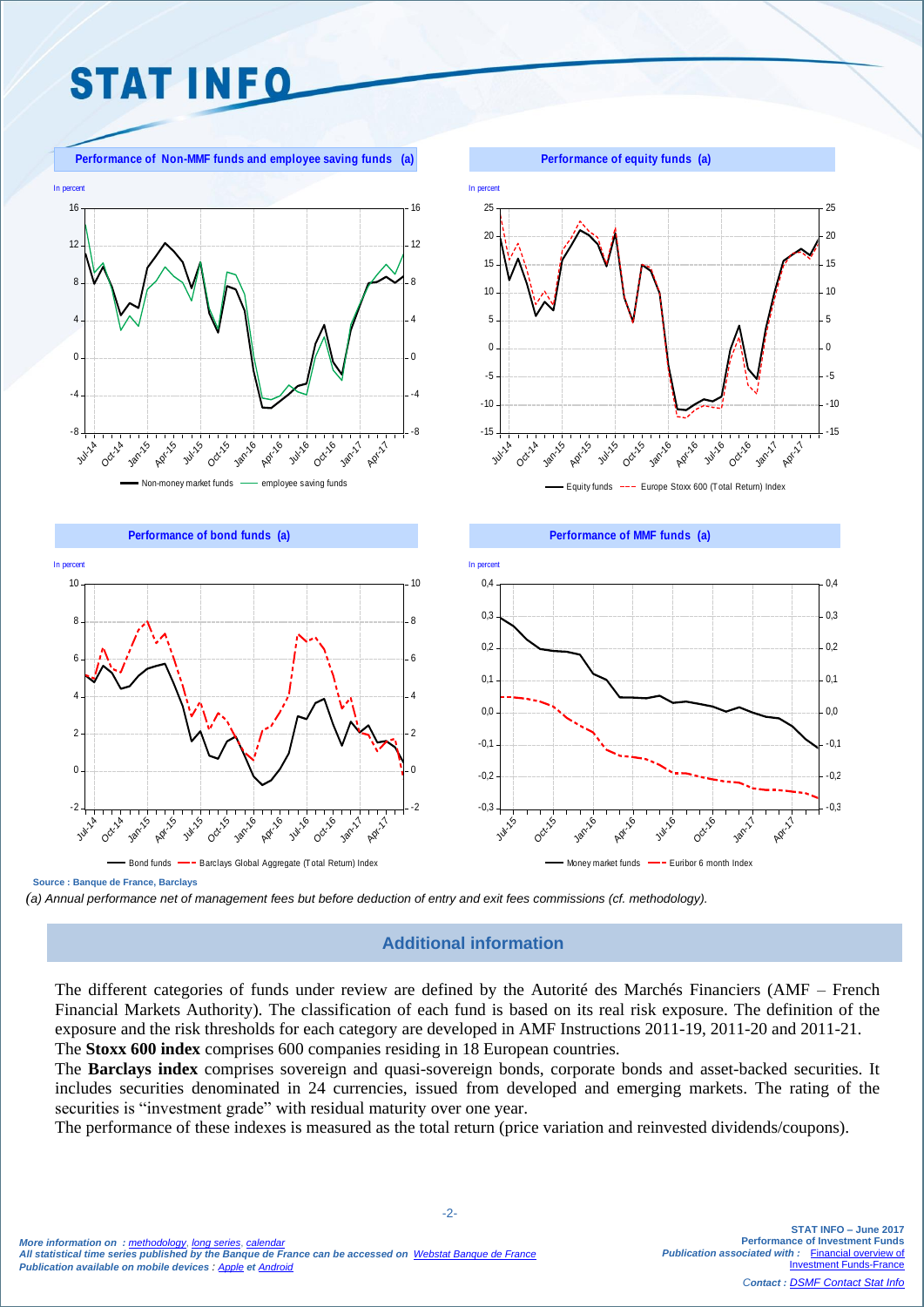# STAT INFO

**Performance of Non-MMF funds and employee saving funds (a)**

In percent

16
12
8
4
0
-4
-8

Jul-14 Oct-14 Jan-15 Apr-15 Jul-15 Oct-15 Jan-16 Apr-16 Jul-16 Oct-16 Jan-17 Apr-17

Non-money market funds — employee saving funds

**Performance of equity funds (a)**

In percent

25
20
15
10
5
0
-5
-10
-15

Jul-14 Oct-14 Jan-15 Apr-15 Jul-15 Oct-15 Jan-16 Apr-16 Jul-16 Oct-16 Jan-17 Apr-17

Equity funds — Europe Stoxx 600 (Total Return) Index

**Performance of bond funds (a)**

In percent

10
8
6
4
2
0
-2

Jul-14 Oct-14 Jan-15 Apr-15 Jul-15 Oct-15 Jan-16 Apr-16 Jul-16 Oct-16 Jan-17 Apr-17

Bond funds — Barclays Global Aggregate (Total Return) Index

**Performance of MMF funds (a)**

In percent

0,4
0,3
0,2
0,1
0,0
-0,1
-0,2
-0,3

Jul-15 Oct-15 Jan-16 Apr-16 Jul-16 Oct-16 Jan-17 Apr-17

Money market funds — Euribor 6 month Index

**Source : Banque de France, Barclays**

*(a) Annual performance net of management fees but before deduction of entry and exit fees commissions (cf. methodology).*

## Additional information

The different categories of funds under review are defined by the Autorité des Marchés Financiers (AMF – French Financial Markets Authority). The classification of each fund is based on its real risk exposure. The definition of the exposure and the risk thresholds for each category are developed in AMF Instructions 2011-19, 2011-20 and 2011-21.

The **Stoxx 600 index** comprises 600 companies residing in 18 European countries.

The **Barclays index** comprises sovereign and quasi-sovereign bonds, corporate bonds and asset-backed securities. It includes securities denominated in 24 currencies, issued from developed and emerging markets. The rating of the securities is "investment grade" with residual maturity over one year.

The performance of these indexes is measured as the total return (price variation and reinvested dividends/coupons).

*More information on : methodology, long series, calendar*
*All statistical time series published by the Banque de France can be accessed on Webstat Banque de France*
*Publication available on mobile devices : Apple et Android*

**STAT INFO – June 2017**
**Performance of Investment Funds**
***Publication associated with :*** Financial overview of Investment Funds-France

*Contact : DSMF Contact Stat Info*